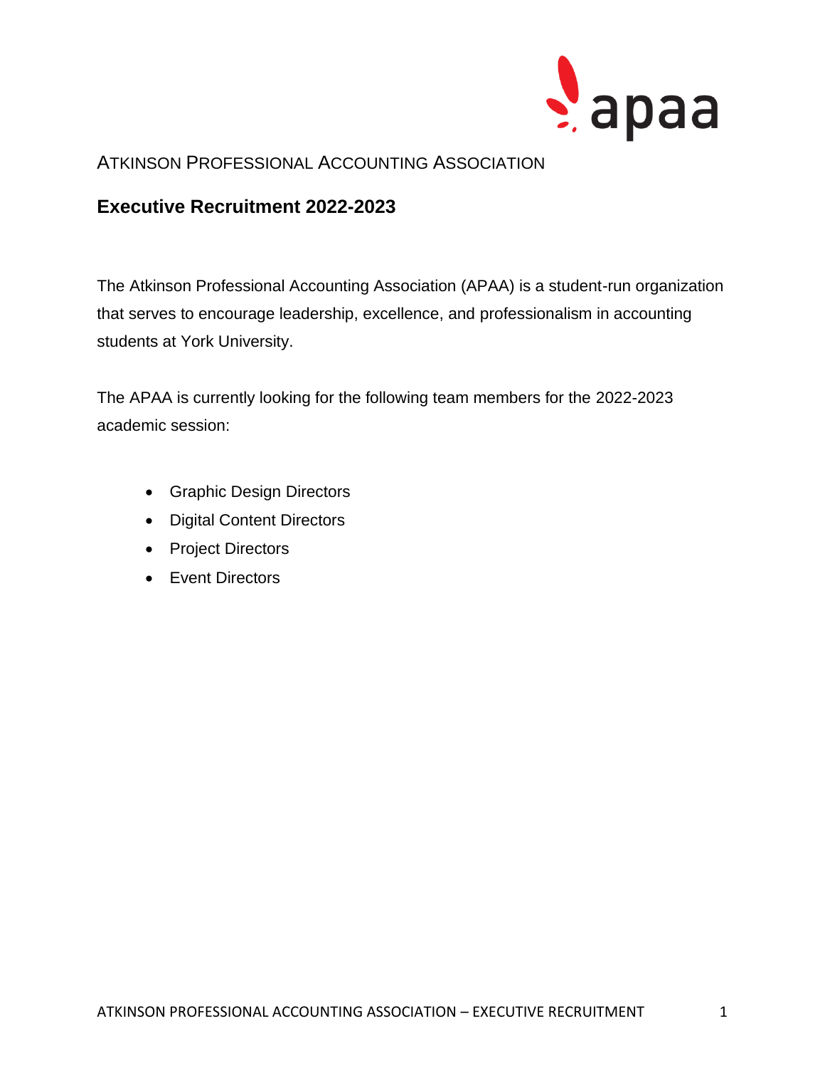Atkinson Professional Accounting Association

## Executive Recruitment 2022-2023

The Atkinson Professional Accounting Association (APAA) is a student-run organization that serves to encourage leadership, excellence, and professionalism in accounting students at York University.

The APAA is currently looking for the following team members for the 2022-2023 academic session:

- Graphic Design Directors
- Digital Content Directors
- Project Directors
- Event Directors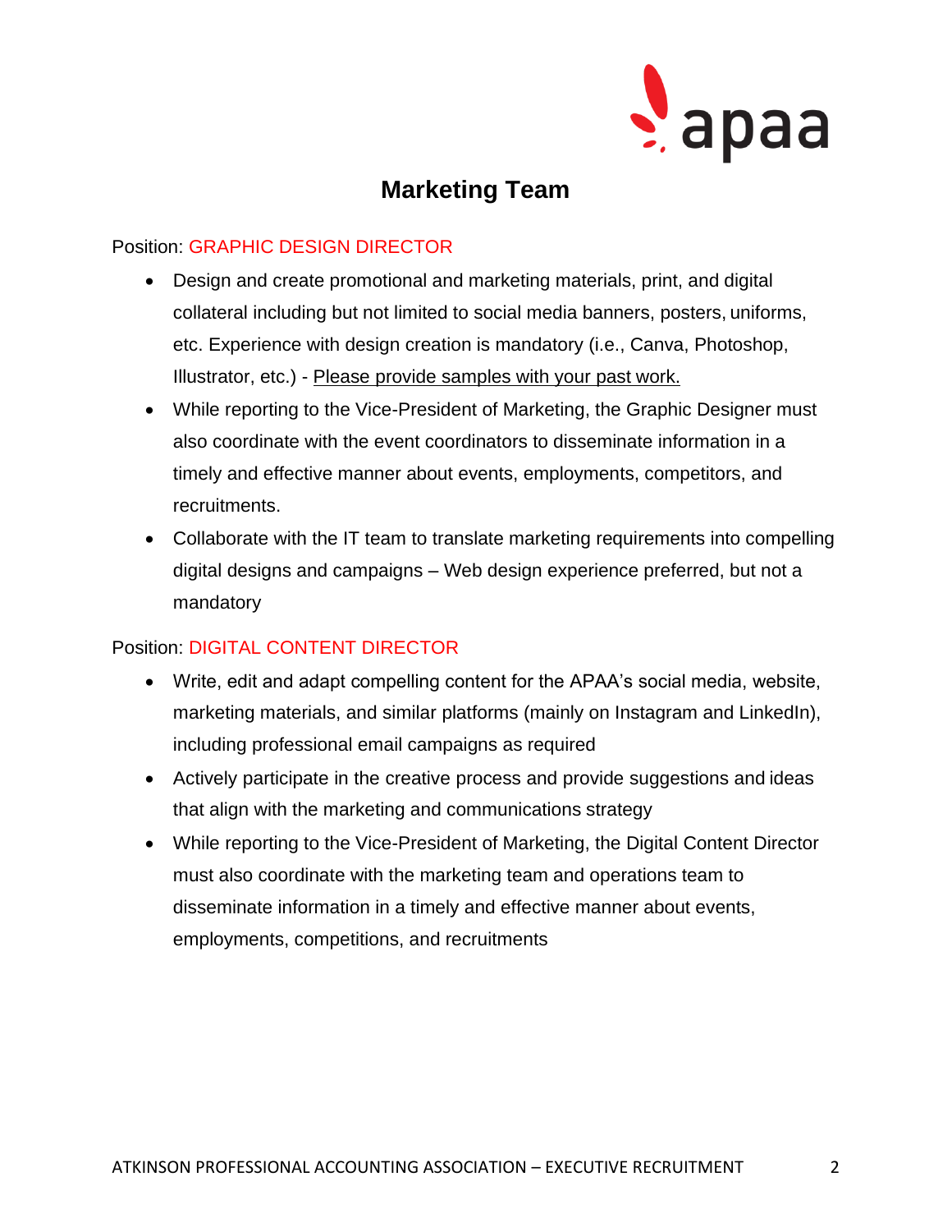# Marketing Team

Position: GRAPHIC DESIGN DIRECTOR

- Design and create promotional and marketing materials, print, and digital collateral including but not limited to social media banners, posters, uniforms, etc. Experience with design creation is mandatory (i.e., Canva, Photoshop, Illustrator, etc.) - Please provide samples with your past work.
- While reporting to the Vice-President of Marketing, the Graphic Designer must also coordinate with the event coordinators to disseminate information in a timely and effective manner about events, employments, competitors, and recruitments.
- Collaborate with the IT team to translate marketing requirements into compelling digital designs and campaigns – Web design experience preferred, but not a mandatory

Position: DIGITAL CONTENT DIRECTOR

- Write, edit and adapt compelling content for the APAA's social media, website, marketing materials, and similar platforms (mainly on Instagram and LinkedIn), including professional email campaigns as required
- Actively participate in the creative process and provide suggestions and ideas that align with the marketing and communications strategy
- While reporting to the Vice-President of Marketing, the Digital Content Director must also coordinate with the marketing team and operations team to disseminate information in a timely and effective manner about events, employments, competitions, and recruitments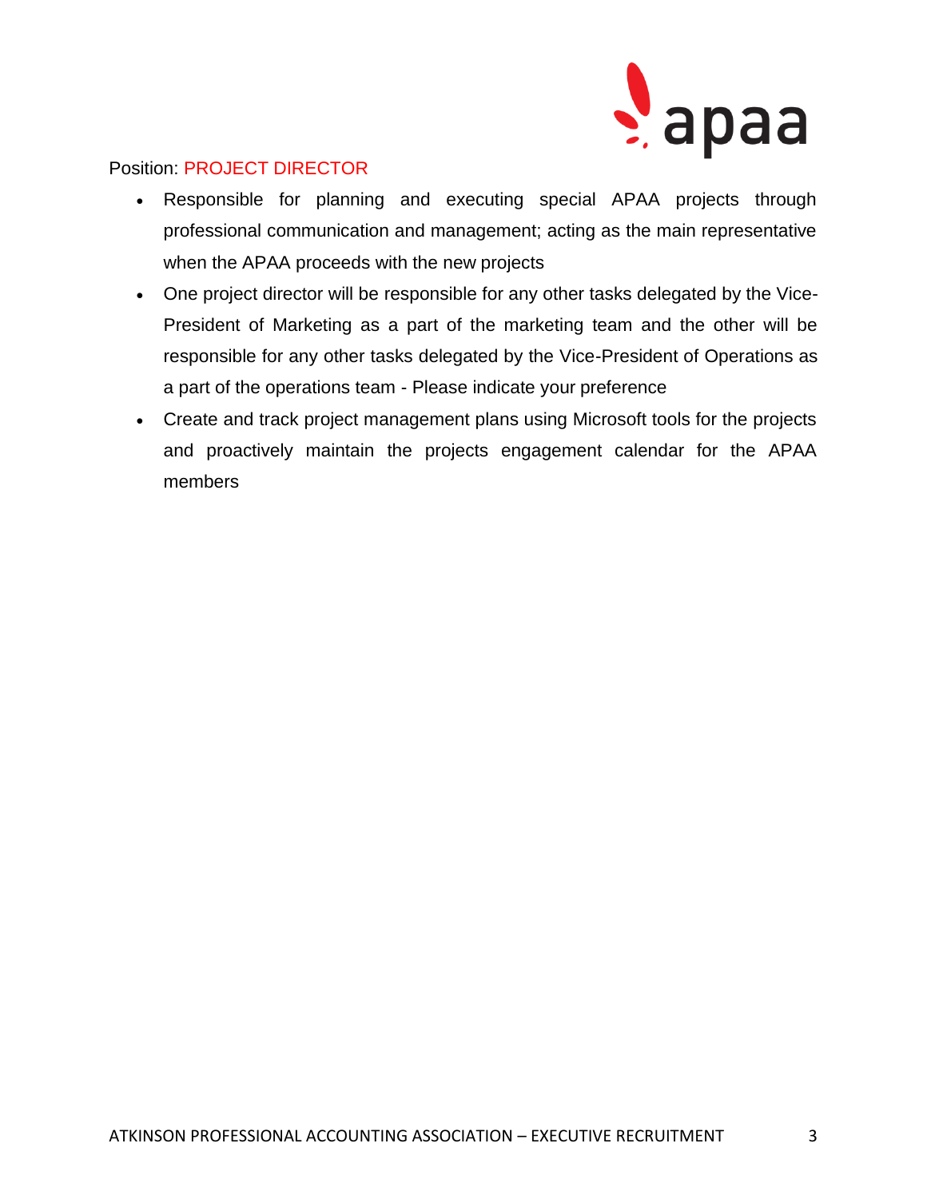Position: PROJECT DIRECTOR

- Responsible for planning and executing special APAA projects through professional communication and management; acting as the main representative when the APAA proceeds with the new projects
- One project director will be responsible for any other tasks delegated by the Vice-President of Marketing as a part of the marketing team and the other will be responsible for any other tasks delegated by the Vice-President of Operations as a part of the operations team - Please indicate your preference
- Create and track project management plans using Microsoft tools for the projects and proactively maintain the projects engagement calendar for the APAA members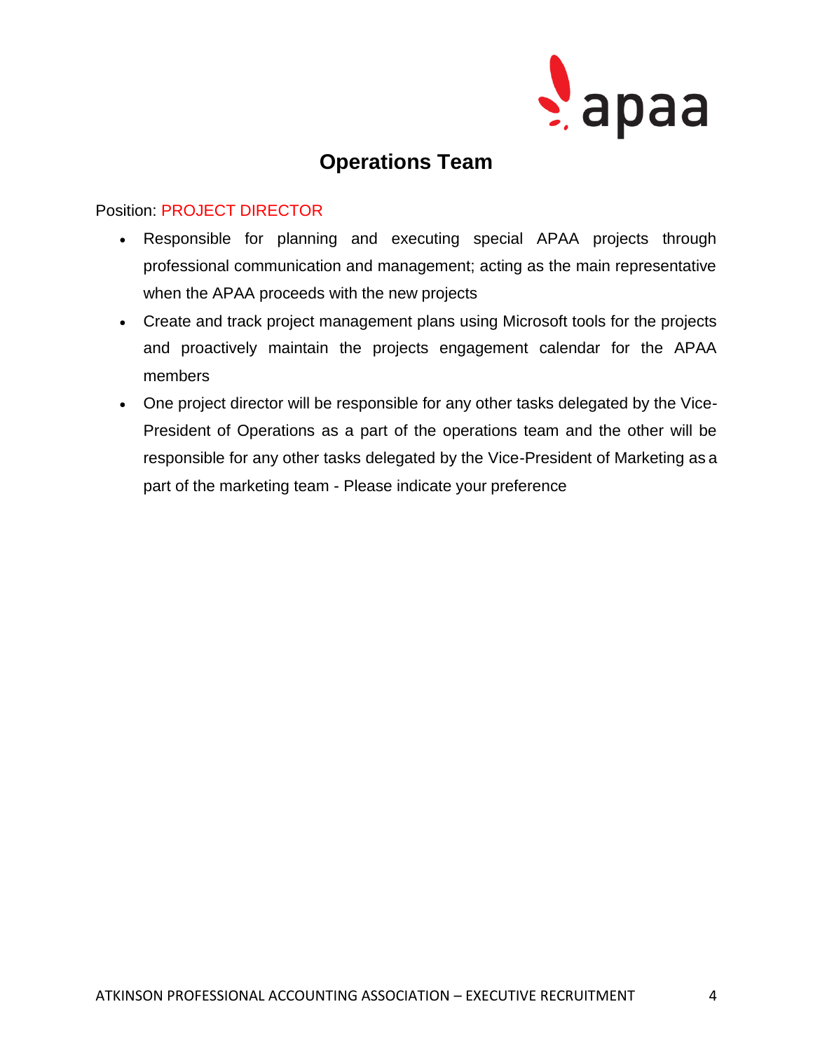## Operations Team

Position: PROJECT DIRECTOR

- Responsible for planning and executing special APAA projects through professional communication and management; acting as the main representative when the APAA proceeds with the new projects
- Create and track project management plans using Microsoft tools for the projects and proactively maintain the projects engagement calendar for the APAA members
- One project director will be responsible for any other tasks delegated by the Vice-President of Operations as a part of the operations team and the other will be responsible for any other tasks delegated by the Vice-President of Marketing as a part of the marketing team - Please indicate your preference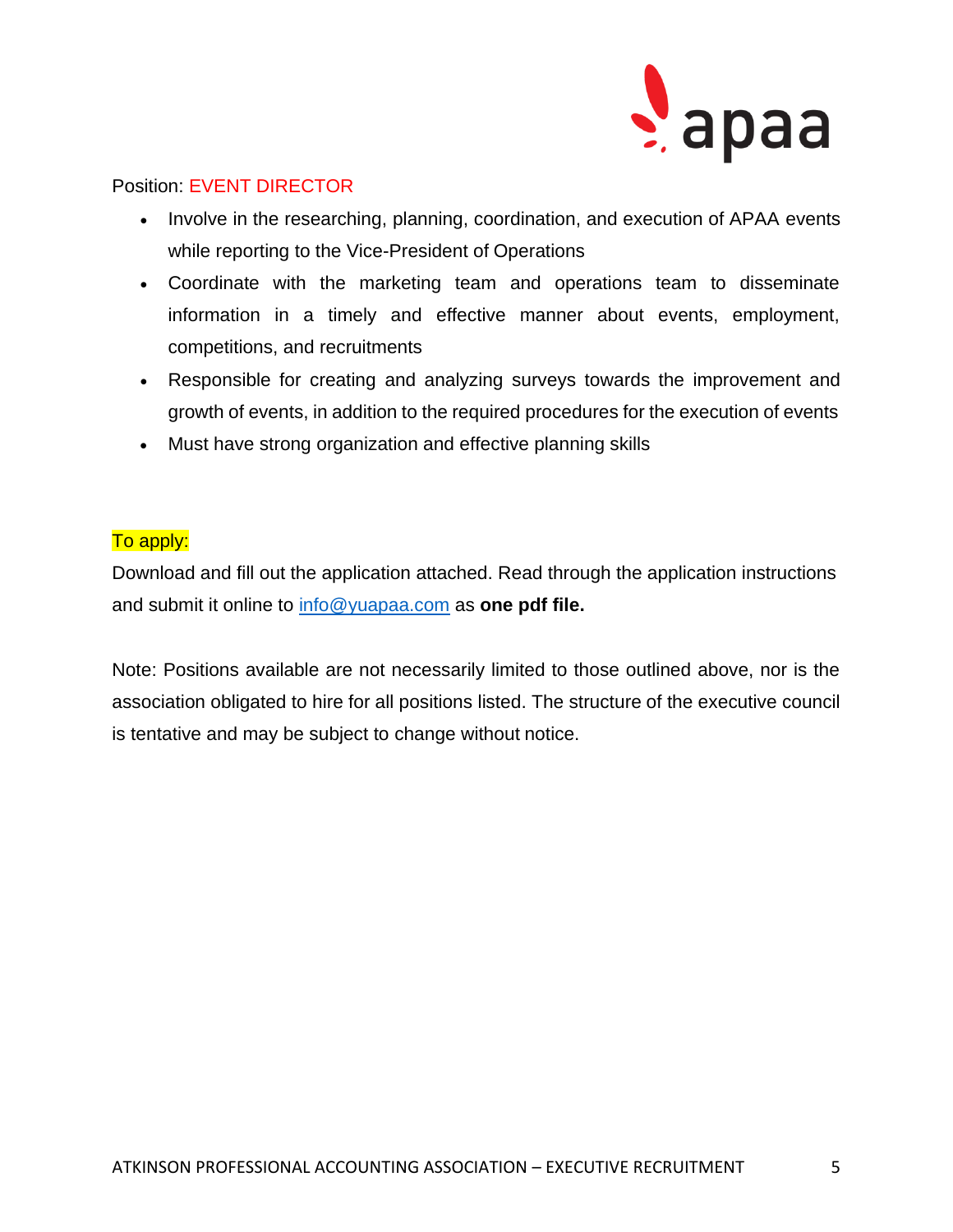Position: EVENT DIRECTOR

- Involve in the researching, planning, coordination, and execution of APAA events while reporting to the Vice-President of Operations
- Coordinate with the marketing team and operations team to disseminate information in a timely and effective manner about events, employment, competitions, and recruitments
- Responsible for creating and analyzing surveys towards the improvement and growth of events, in addition to the required procedures for the execution of events
- Must have strong organization and effective planning skills

To apply:

Download and fill out the application attached. Read through the application instructions and submit it online to info@yuapaa.com as **one pdf file.**

Note: Positions available are not necessarily limited to those outlined above, nor is the association obligated to hire for all positions listed. The structure of the executive council is tentative and may be subject to change without notice.